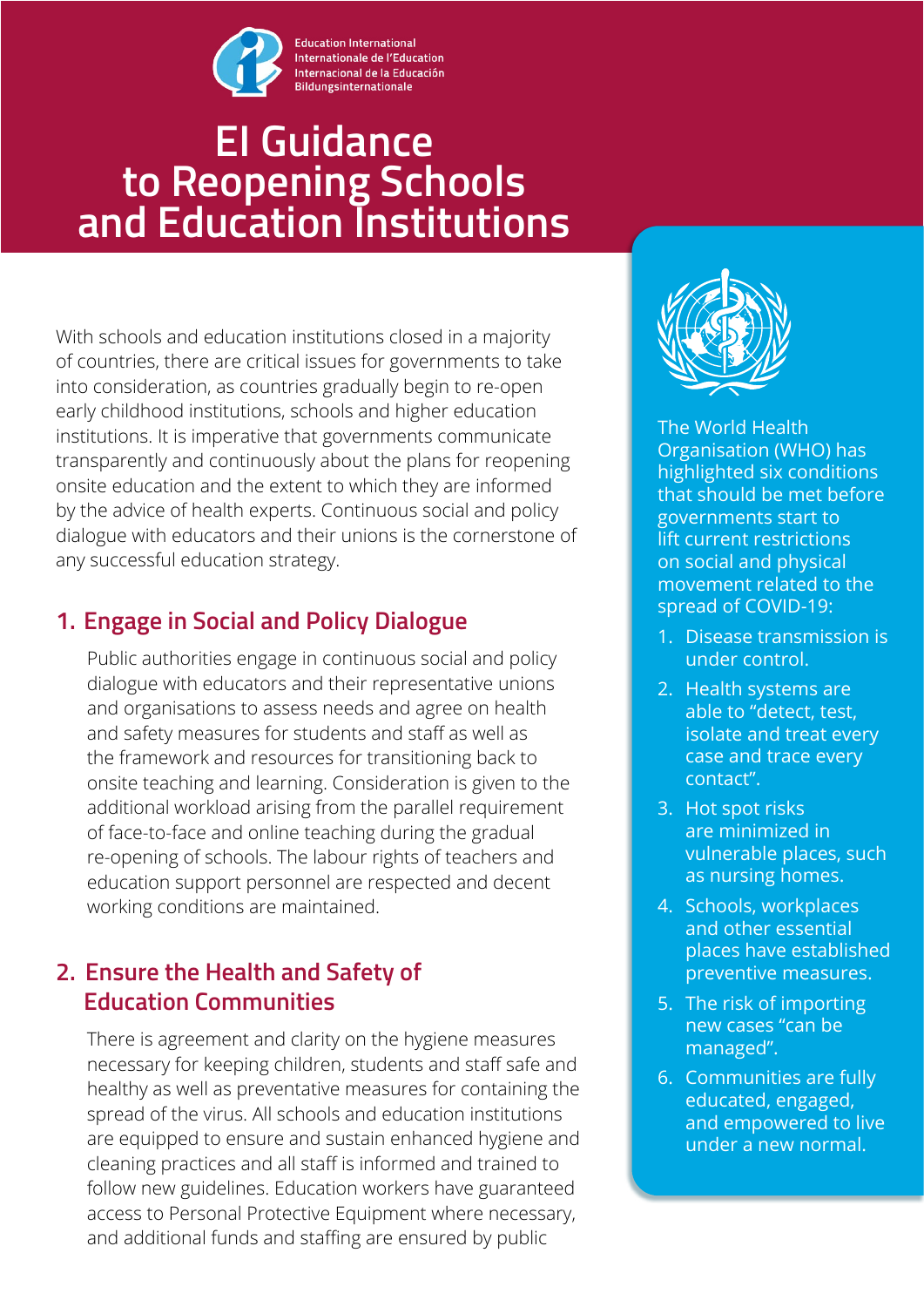Education International
Internationale de l'Education
Internacional de la Educación
Bildungsinternationale

# EI Guidance to Reopening Schools and Education Institutions

With schools and education institutions closed in a majority of countries, there are critical issues for governments to take into consideration, as countries gradually begin to re-open early childhood institutions, schools and higher education institutions. It is imperative that governments communicate transparently and continuously about the plans for reopening onsite education and the extent to which they are informed by the advice of health experts. Continuous social and policy dialogue with educators and their unions is the cornerstone of any successful education strategy.

## 1. Engage in Social and Policy Dialogue

Public authorities engage in continuous social and policy dialogue with educators and their representative unions and organisations to assess needs and agree on health and safety measures for students and staff as well as the framework and resources for transitioning back to onsite teaching and learning. Consideration is given to the additional workload arising from the parallel requirement of face-to-face and online teaching during the gradual re-opening of schools. The labour rights of teachers and education support personnel are respected and decent working conditions are maintained.

## 2. Ensure the Health and Safety of Education Communities

There is agreement and clarity on the hygiene measures necessary for keeping children, students and staff safe and healthy as well as preventative measures for containing the spread of the virus. All schools and education institutions are equipped to ensure and sustain enhanced hygiene and cleaning practices and all staff is informed and trained to follow new guidelines. Education workers have guaranteed access to Personal Protective Equipment where necessary, and additional funds and staffing are ensured by public

The World Health Organisation (WHO) has highlighted six conditions that should be met before governments start to lift current restrictions on social and physical movement related to the spread of COVID-19:

1. Disease transmission is under control.
2. Health systems are able to "detect, test, isolate and treat every case and trace every contact".
3. Hot spot risks are minimized in vulnerable places, such as nursing homes.
4. Schools, workplaces and other essential places have established preventive measures.
5. The risk of importing new cases "can be managed".
6. Communities are fully educated, engaged, and empowered to live under a new normal.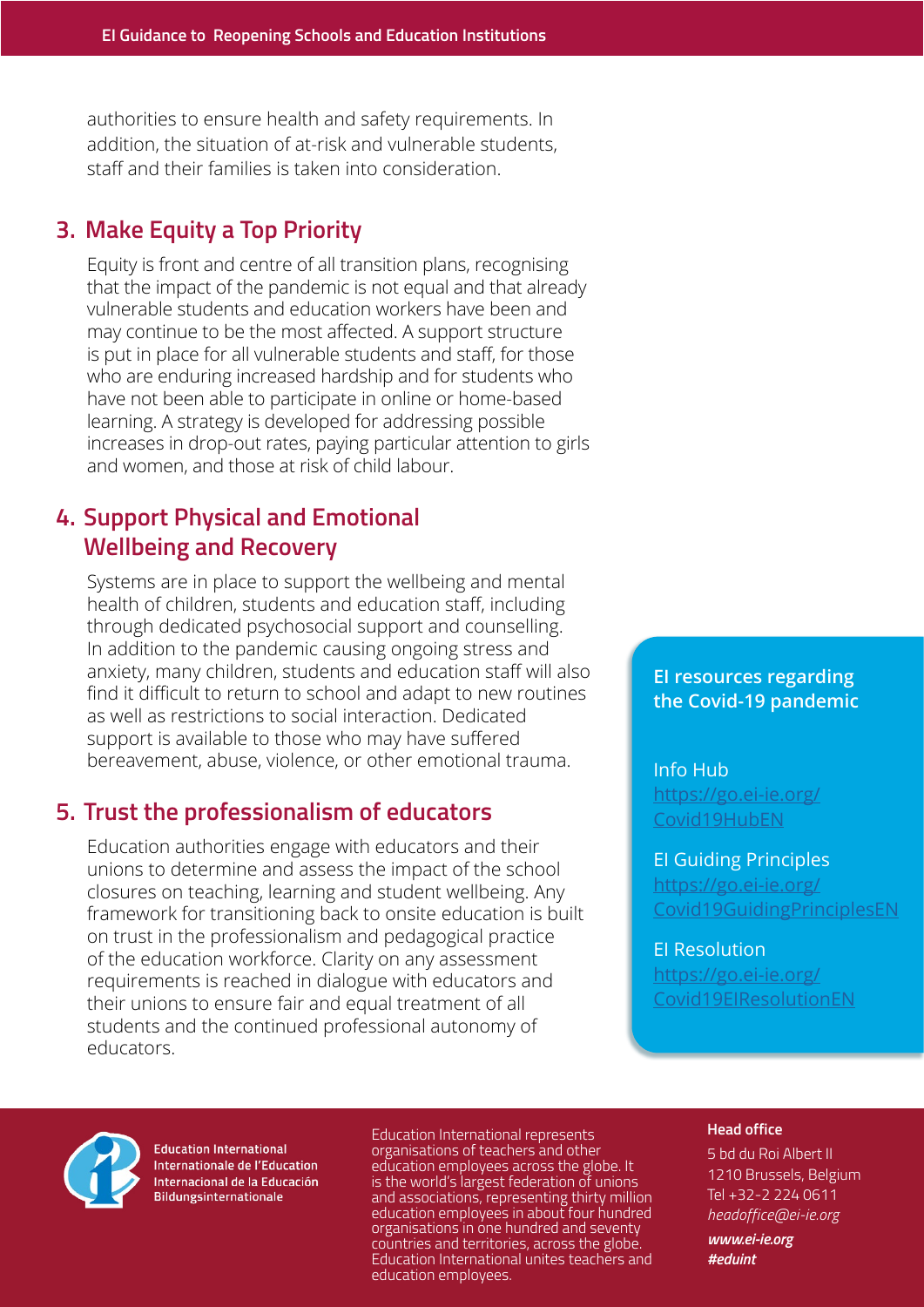authorities to ensure health and safety requirements. In addition, the situation of at-risk and vulnerable students, staff and their families is taken into consideration.

## 3. Make Equity a Top Priority

Equity is front and centre of all transition plans, recognising that the impact of the pandemic is not equal and that already vulnerable students and education workers have been and may continue to be the most affected. A support structure is put in place for all vulnerable students and staff, for those who are enduring increased hardship and for students who have not been able to participate in online or home-based learning. A strategy is developed for addressing possible increases in drop-out rates, paying particular attention to girls and women, and those at risk of child labour.

## 4. Support Physical and Emotional Wellbeing and Recovery

Systems are in place to support the wellbeing and mental health of children, students and education staff, including through dedicated psychosocial support and counselling. In addition to the pandemic causing ongoing stress and anxiety, many children, students and education staff will also find it difficult to return to school and adapt to new routines as well as restrictions to social interaction. Dedicated support is available to those who may have suffered bereavement, abuse, violence, or other emotional trauma.

## 5. Trust the professionalism of educators

Education authorities engage with educators and their unions to determine and assess the impact of the school closures on teaching, learning and student wellbeing. Any framework for transitioning back to onsite education is built on trust in the professionalism and pedagogical practice of the education workforce. Clarity on any assessment requirements is reached in dialogue with educators and their unions to ensure fair and equal treatment of all students and the continued professional autonomy of educators.

**EI resources regarding the Covid-19 pandemic**

Info Hub
https://go.ei-ie.org/Covid19HubEN

EI Guiding Principles
https://go.ei-ie.org/Covid19GuidingPrinciplesEN

EI Resolution
https://go.ei-ie.org/Covid19EIResolutionEN

**Education International**
**Internationale de l'Education**
**Internacional de la Educación**
**Bildungsinternationale**

Education International represents organisations of teachers and other education employees across the globe. It is the world's largest federation of unions and associations, representing thirty million education employees in about four hundred organisations in one hundred and seventy countries and territories, across the globe. Education International unites teachers and education employees.

**Head office**
5 bd du Roi Albert II
1210 Brussels, Belgium
Tel +32-2 224 0611
*headoffice@ei-ie.org*

***www.ei-ie.org***
***#eduint***